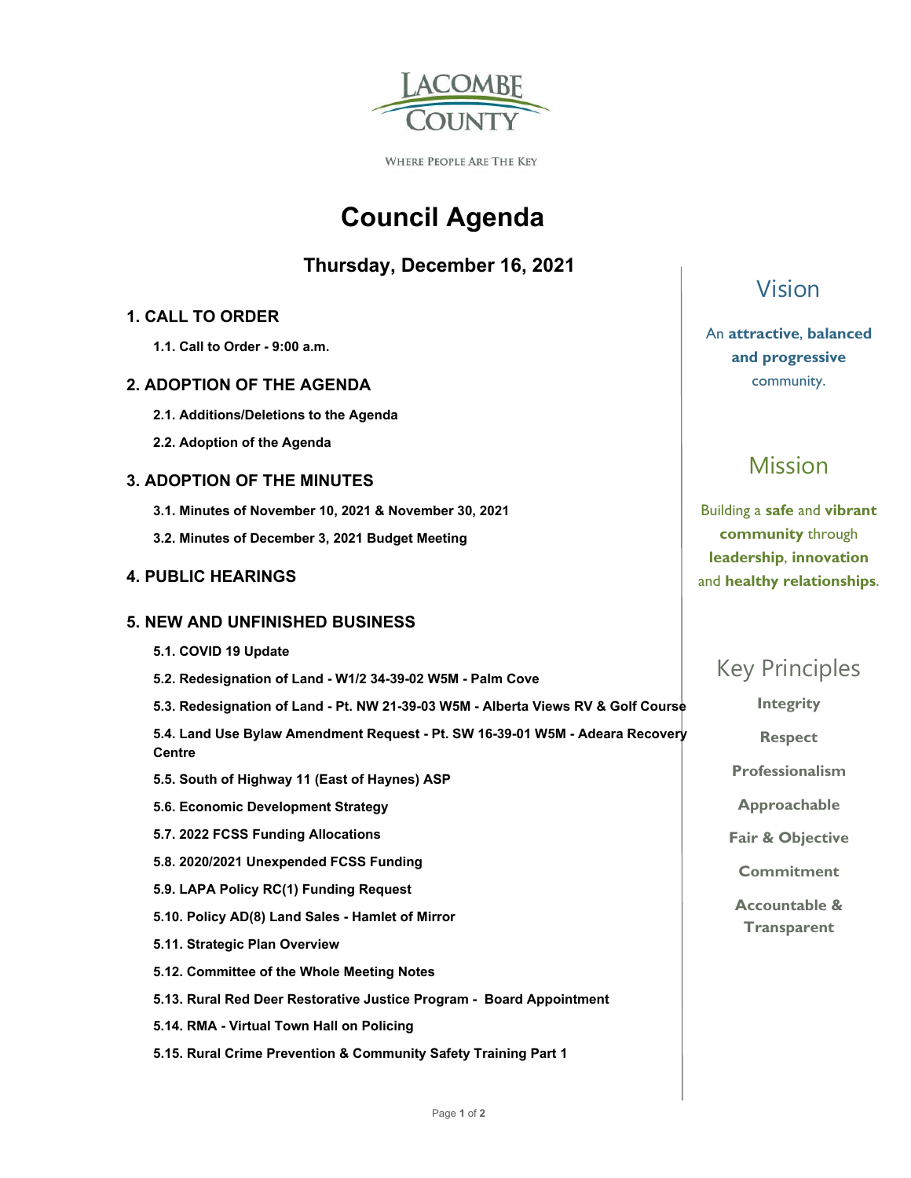LACOMBE COUNTY

WHERE PEOPLE ARE THE KEY

# Council Agenda

## Thursday, December 16, 2021

### 1. CALL TO ORDER

**1.1. Call to Order - 9:00 a.m.**

### 2. ADOPTION OF THE AGENDA

**2.1. Additions/Deletions to the Agenda**

**2.2. Adoption of the Agenda**

### 3. ADOPTION OF THE MINUTES

**3.1. Minutes of November 10, 2021 & November 30, 2021**

**3.2. Minutes of December 3, 2021 Budget Meeting**

### 4. PUBLIC HEARINGS

### 5. NEW AND UNFINISHED BUSINESS

**5.1. COVID 19 Update**

**5.2. Redesignation of Land - W1/2 34-39-02 W5M - Palm Cove**

**5.3. Redesignation of Land - Pt. NW 21-39-03 W5M - Alberta Views RV & Golf Course**

**5.4. Land Use Bylaw Amendment Request - Pt. SW 16-39-01 W5M - Adeara Recovery Centre**

**5.5. South of Highway 11 (East of Haynes) ASP**

**5.6. Economic Development Strategy**

**5.7. 2022 FCSS Funding Allocations**

**5.8. 2020/2021 Unexpended FCSS Funding**

**5.9. LAPA Policy RC(1) Funding Request**

**5.10. Policy AD(8) Land Sales - Hamlet of Mirror**

**5.11. Strategic Plan Overview**

**5.12. Committee of the Whole Meeting Notes**

**5.13. Rural Red Deer Restorative Justice Program - Board Appointment**

**5.14. RMA - Virtual Town Hall on Policing**

**5.15. Rural Crime Prevention & Community Safety Training Part 1**

## Vision

An **attractive**, **balanced and progressive** community.

## Mission

Building a **safe** and **vibrant community** through **leadership**, **innovation** and **healthy relationships**.

## Key Principles

**Integrity**

**Respect**

**Professionalism**

**Approachable**

**Fair & Objective**

**Commitment**

**Accountable & Transparent**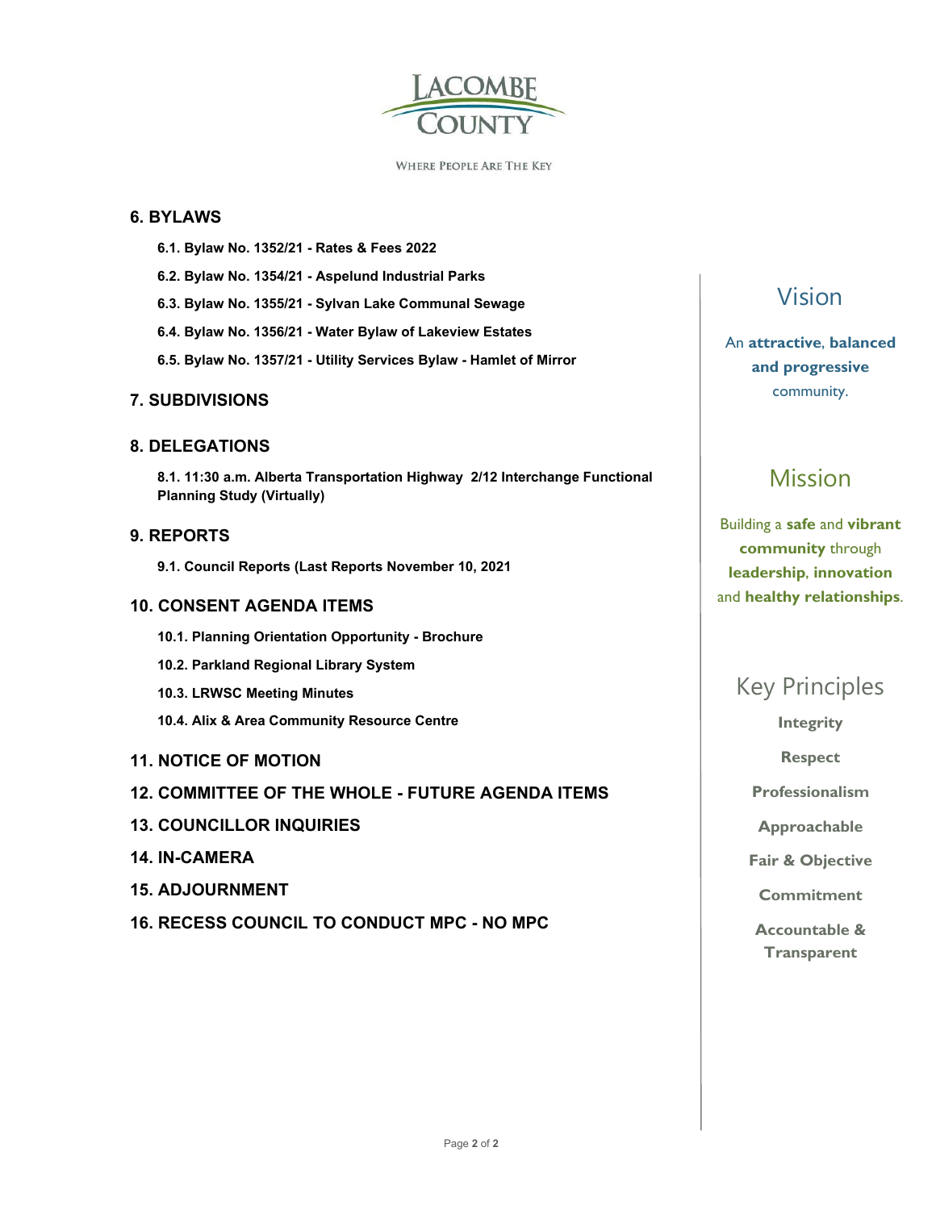LACOMBE COUNTY

WHERE PEOPLE ARE THE KEY

## 6. BYLAWS

**6.1. Bylaw No. 1352/21 - Rates & Fees 2022**

**6.2. Bylaw No. 1354/21 - Aspelund Industrial Parks**

**6.3. Bylaw No. 1355/21 - Sylvan Lake Communal Sewage**

**6.4. Bylaw No. 1356/21 - Water Bylaw of Lakeview Estates**

**6.5. Bylaw No. 1357/21 - Utility Services Bylaw - Hamlet of Mirror**

## 7. SUBDIVISIONS

## 8. DELEGATIONS

**8.1. 11:30 a.m. Alberta Transportation Highway 2/12 Interchange Functional Planning Study (Virtually)**

## 9. REPORTS

**9.1. Council Reports (Last Reports November 10, 2021**

## 10. CONSENT AGENDA ITEMS

**10.1. Planning Orientation Opportunity - Brochure**

**10.2. Parkland Regional Library System**

**10.3. LRWSC Meeting Minutes**

**10.4. Alix & Area Community Resource Centre**

## 11. NOTICE OF MOTION

## 12. COMMITTEE OF THE WHOLE - FUTURE AGENDA ITEMS

## 13. COUNCILLOR INQUIRIES

## 14. IN-CAMERA

## 15. ADJOURNMENT

## 16. RECESS COUNCIL TO CONDUCT MPC - NO MPC

## Vision

An **attractive**, **balanced and progressive** community.

## Mission

Building a **safe** and **vibrant community** through **leadership**, **innovation** and **healthy relationships**.

## Key Principles

**Integrity**

**Respect**

**Professionalism**

**Approachable**

**Fair & Objective**

**Commitment**

**Accountable & Transparent**